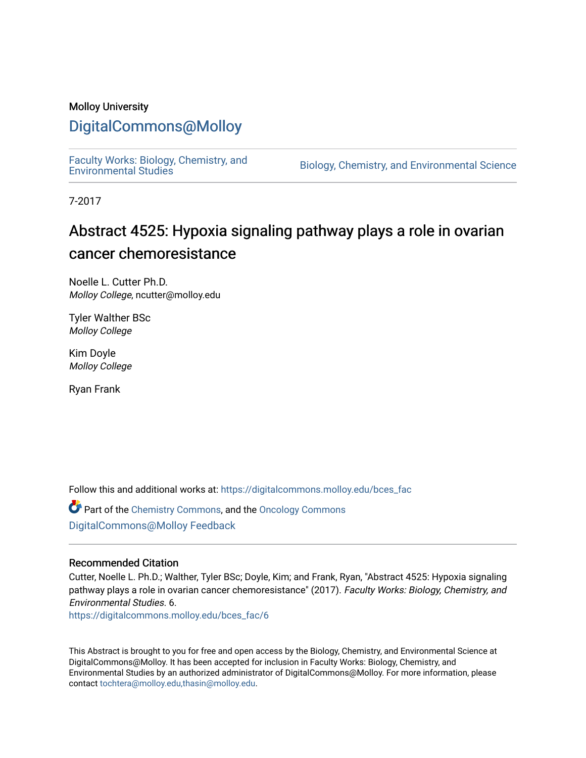Molloy University

# DigitalCommons@Molloy

Faculty Works: Biology, Chemistry, and Environmental Studies

Biology, Chemistry, and Environmental Science

7-2017

# Abstract 4525: Hypoxia signaling pathway plays a role in ovarian cancer chemoresistance

Noelle L. Cutter Ph.D.
*Molloy College*, ncutter@molloy.edu

Tyler Walther BSc
*Molloy College*

Kim Doyle
*Molloy College*

Ryan Frank

Follow this and additional works at: https://digitalcommons.molloy.edu/bces_fac

Part of the Chemistry Commons, and the Oncology Commons

DigitalCommons@Molloy Feedback

## Recommended Citation

Cutter, Noelle L. Ph.D.; Walther, Tyler BSc; Doyle, Kim; and Frank, Ryan, "Abstract 4525: Hypoxia signaling pathway plays a role in ovarian cancer chemoresistance" (2017). *Faculty Works: Biology, Chemistry, and Environmental Studies*. 6.
https://digitalcommons.molloy.edu/bces_fac/6

This Abstract is brought to you for free and open access by the Biology, Chemistry, and Environmental Science at DigitalCommons@Molloy. It has been accepted for inclusion in Faculty Works: Biology, Chemistry, and Environmental Studies by an authorized administrator of DigitalCommons@Molloy. For more information, please contact tochtera@molloy.edu,thasin@molloy.edu.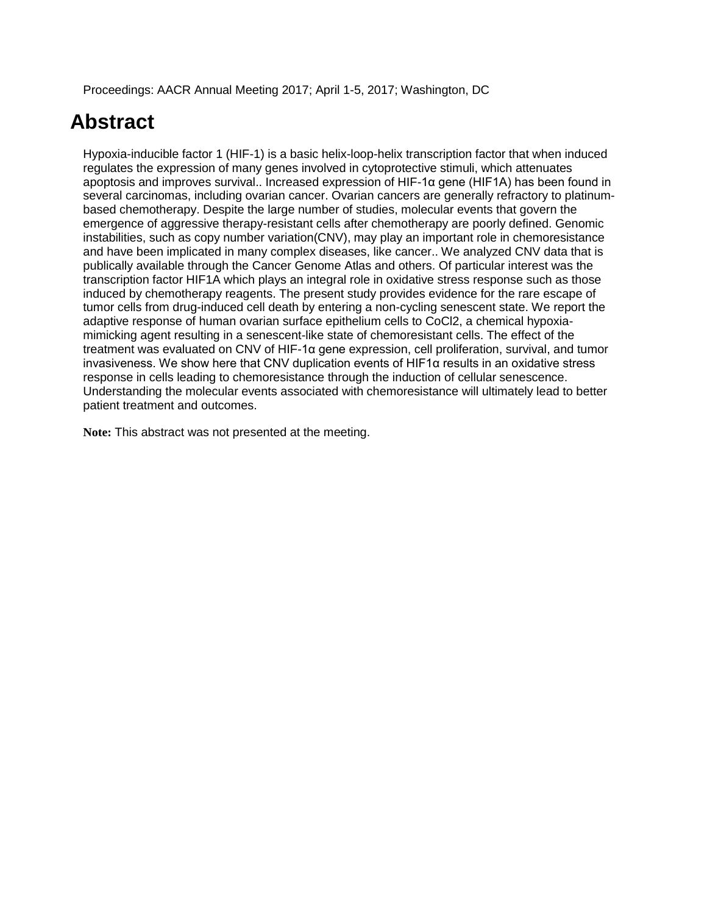Proceedings: AACR Annual Meeting 2017; April 1-5, 2017; Washington, DC

# Abstract

Hypoxia-inducible factor 1 (HIF-1) is a basic helix-loop-helix transcription factor that when induced regulates the expression of many genes involved in cytoprotective stimuli, which attenuates apoptosis and improves survival.. Increased expression of HIF-1α gene (HIF1A) has been found in several carcinomas, including ovarian cancer. Ovarian cancers are generally refractory to platinum-based chemotherapy. Despite the large number of studies, molecular events that govern the emergence of aggressive therapy-resistant cells after chemotherapy are poorly defined. Genomic instabilities, such as copy number variation(CNV), may play an important role in chemoresistance and have been implicated in many complex diseases, like cancer.. We analyzed CNV data that is publically available through the Cancer Genome Atlas and others. Of particular interest was the transcription factor HIF1A which plays an integral role in oxidative stress response such as those induced by chemotherapy reagents. The present study provides evidence for the rare escape of tumor cells from drug-induced cell death by entering a non-cycling senescent state. We report the adaptive response of human ovarian surface epithelium cells to $CoCl_2$, a chemical hypoxia-mimicking agent resulting in a senescent-like state of chemoresistant cells. The effect of the treatment was evaluated on CNV of HIF-1α gene expression, cell proliferation, survival, and tumor invasiveness. We show here that CNV duplication events of HIF1α results in an oxidative stress response in cells leading to chemoresistance through the induction of cellular senescence. Understanding the molecular events associated with chemoresistance will ultimately lead to better patient treatment and outcomes.

**Note:** This abstract was not presented at the meeting.